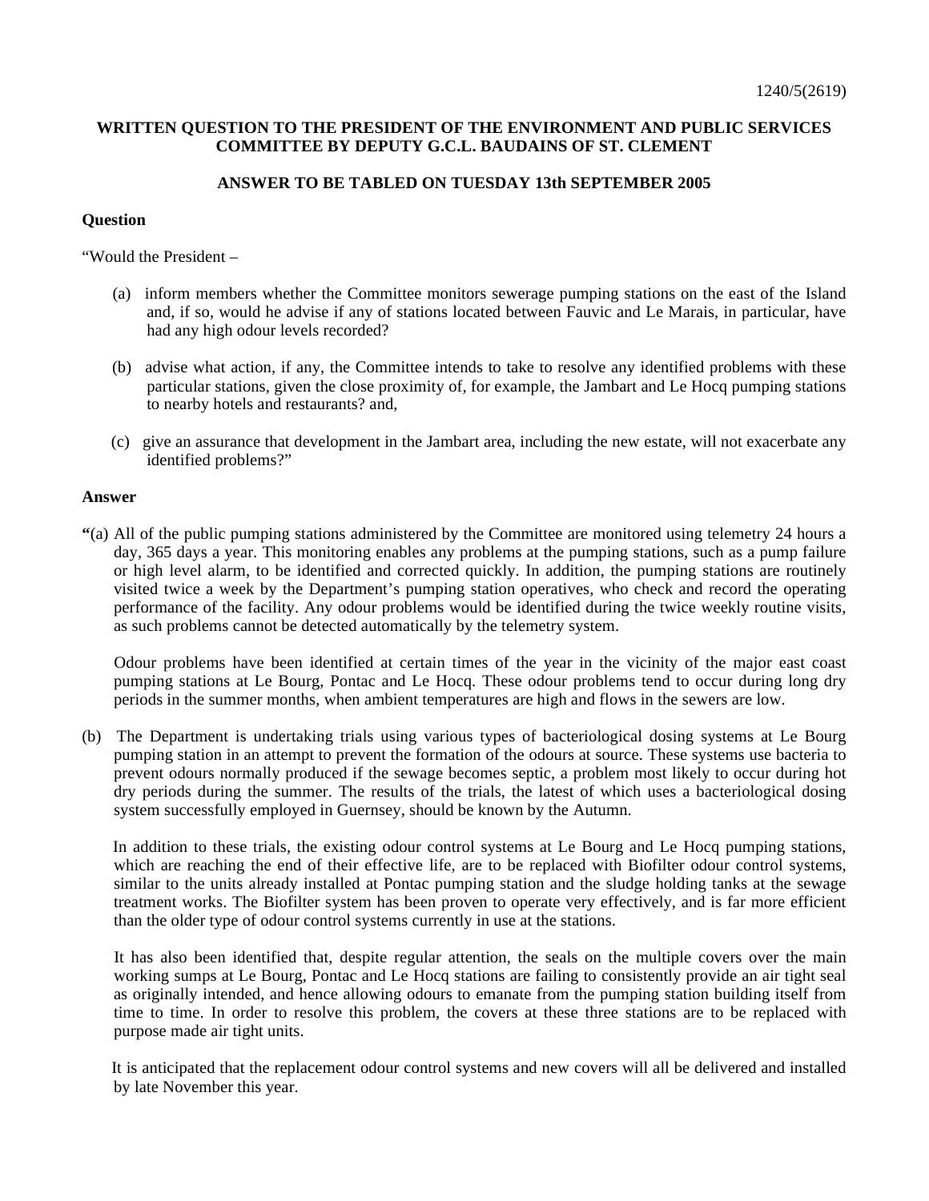1240/5(2619)

**WRITTEN QUESTION TO THE PRESIDENT OF THE ENVIRONMENT AND PUBLIC SERVICES COMMITTEE BY DEPUTY G.C.L. BAUDAINS OF ST. CLEMENT**

**ANSWER TO BE TABLED ON TUESDAY 13th SEPTEMBER 2005**

**Question**

"Would the President –

(a) inform members whether the Committee monitors sewerage pumping stations on the east of the Island and, if so, would he advise if any of stations located between Fauvic and Le Marais, in particular, have had any high odour levels recorded?

(b) advise what action, if any, the Committee intends to take to resolve any identified problems with these particular stations, given the close proximity of, for example, the Jambart and Le Hocq pumping stations to nearby hotels and restaurants? and,

(c) give an assurance that development in the Jambart area, including the new estate, will not exacerbate any identified problems?"

**Answer**

**"**(a) All of the public pumping stations administered by the Committee are monitored using telemetry 24 hours a day, 365 days a year. This monitoring enables any problems at the pumping stations, such as a pump failure or high level alarm, to be identified and corrected quickly. In addition, the pumping stations are routinely visited twice a week by the Department's pumping station operatives, who check and record the operating performance of the facility. Any odour problems would be identified during the twice weekly routine visits, as such problems cannot be detected automatically by the telemetry system.

Odour problems have been identified at certain times of the year in the vicinity of the major east coast pumping stations at Le Bourg, Pontac and Le Hocq. These odour problems tend to occur during long dry periods in the summer months, when ambient temperatures are high and flows in the sewers are low.

(b) The Department is undertaking trials using various types of bacteriological dosing systems at Le Bourg pumping station in an attempt to prevent the formation of the odours at source. These systems use bacteria to prevent odours normally produced if the sewage becomes septic, a problem most likely to occur during hot dry periods during the summer. The results of the trials, the latest of which uses a bacteriological dosing system successfully employed in Guernsey, should be known by the Autumn.

In addition to these trials, the existing odour control systems at Le Bourg and Le Hocq pumping stations, which are reaching the end of their effective life, are to be replaced with Biofilter odour control systems, similar to the units already installed at Pontac pumping station and the sludge holding tanks at the sewage treatment works. The Biofilter system has been proven to operate very effectively, and is far more efficient than the older type of odour control systems currently in use at the stations.

It has also been identified that, despite regular attention, the seals on the multiple covers over the main working sumps at Le Bourg, Pontac and Le Hocq stations are failing to consistently provide an air tight seal as originally intended, and hence allowing odours to emanate from the pumping station building itself from time to time. In order to resolve this problem, the covers at these three stations are to be replaced with purpose made air tight units.

It is anticipated that the replacement odour control systems and new covers will all be delivered and installed by late November this year.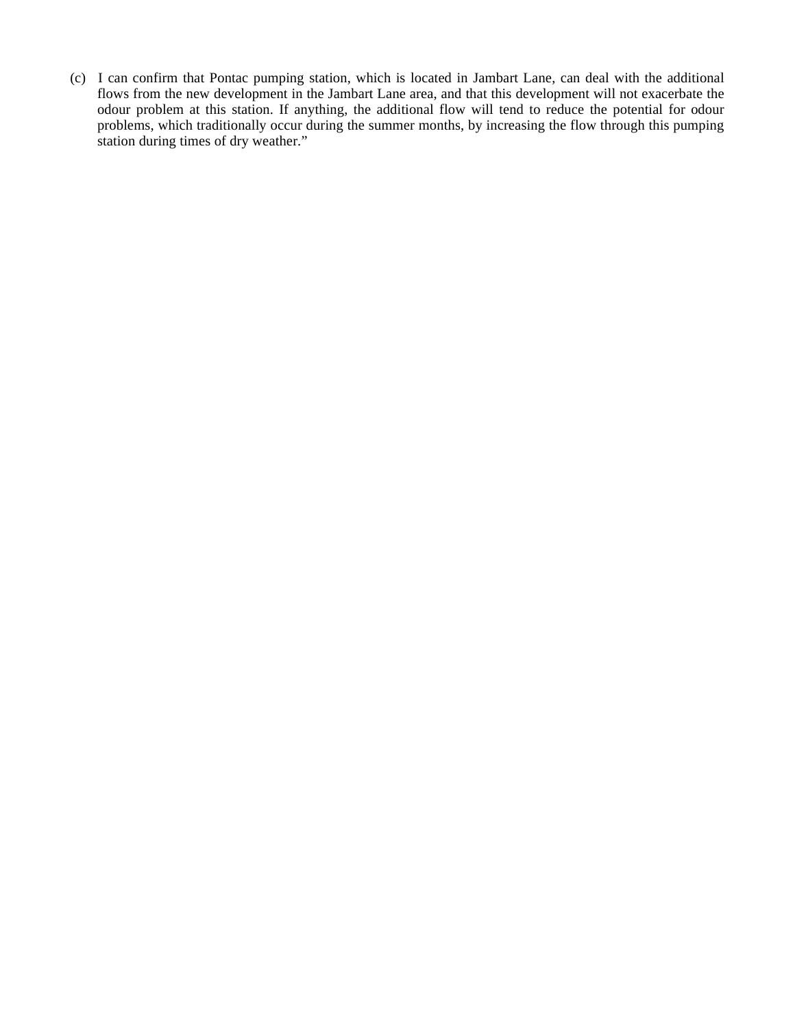(c) I can confirm that Pontac pumping station, which is located in Jambart Lane, can deal with the additional flows from the new development in the Jambart Lane area, and that this development will not exacerbate the odour problem at this station. If anything, the additional flow will tend to reduce the potential for odour problems, which traditionally occur during the summer months, by increasing the flow through this pumping station during times of dry weather."